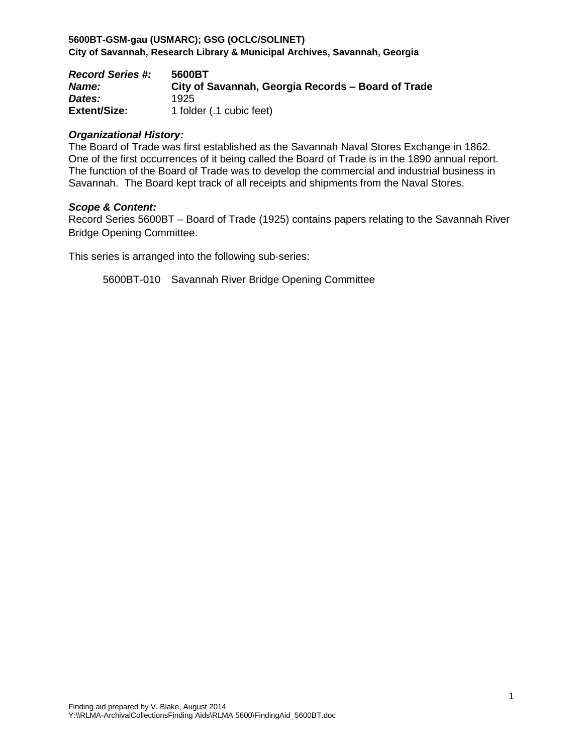**5600BT-GSM-gau (USMARC); GSG (OCLC/SOLINET)**
**City of Savannah, Research Library & Municipal Archives, Savannah, Georgia**

| | |
|---|---|
| ***Record Series #:*** | **5600BT** |
| ***Name:*** | **City of Savannah, Georgia Records – Board of Trade** |
| ***Dates:*** | 1925 |
| **Extent/Size:** | 1 folder (.1 cubic feet) |

***Organizational History:***

The Board of Trade was first established as the Savannah Naval Stores Exchange in 1862. One of the first occurrences of it being called the Board of Trade is in the 1890 annual report. The function of the Board of Trade was to develop the commercial and industrial business in Savannah. The Board kept track of all receipts and shipments from the Naval Stores.

***Scope & Content:***

Record Series 5600BT – Board of Trade (1925) contains papers relating to the Savannah River Bridge Opening Committee.

This series is arranged into the following sub-series:

5600BT-010 Savannah River Bridge Opening Committee

Finding aid prepared by V. Blake, August 2014
Y:\\RLMA-ArchivalCollectionsFinding Aids\RLMA 5600\FindingAid_5600BT.doc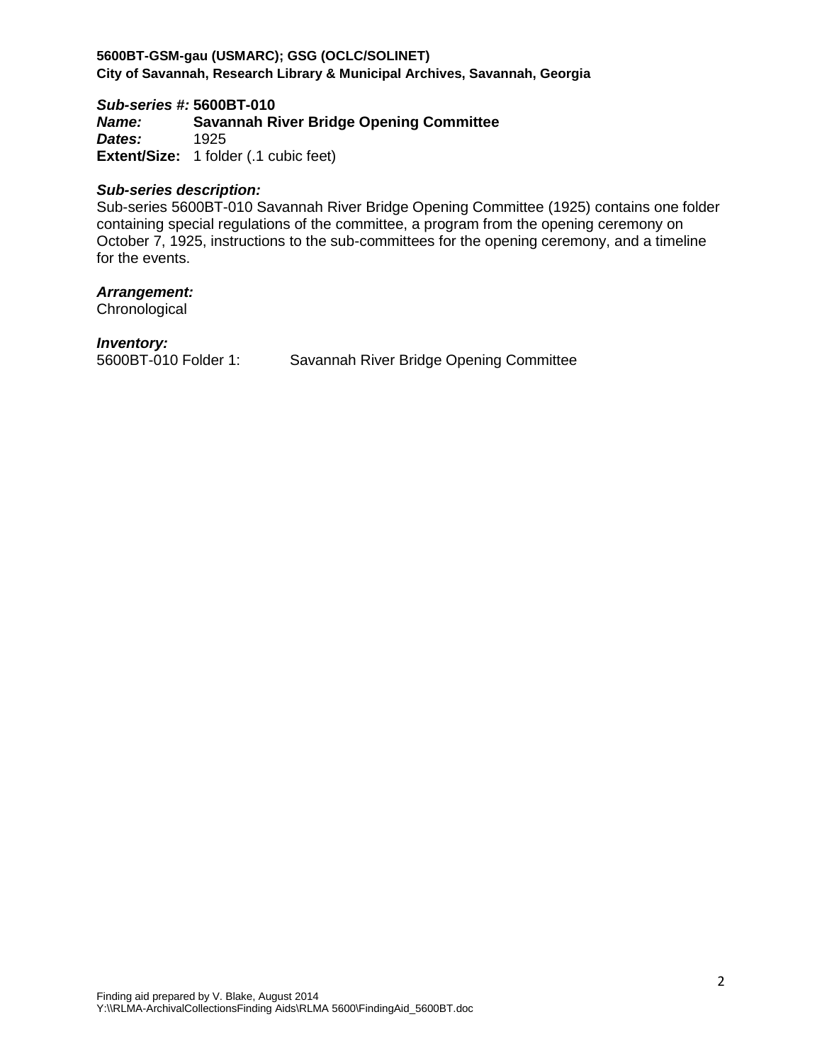**5600BT-GSM-gau (USMARC); GSG (OCLC/SOLINET)**
**City of Savannah, Research Library & Municipal Archives, Savannah, Georgia**

***Sub-series #:*** **5600BT-010**
***Name:*** **Savannah River Bridge Opening Committee**
***Dates:*** 1925
**Extent/Size:** 1 folder (.1 cubic feet)

***Sub-series description:***
Sub-series 5600BT-010 Savannah River Bridge Opening Committee (1925) contains one folder containing special regulations of the committee, a program from the opening ceremony on October 7, 1925, instructions to the sub-committees for the opening ceremony, and a timeline for the events.

***Arrangement:***
Chronological

***Inventory:***
5600BT-010 Folder 1: Savannah River Bridge Opening Committee

Finding aid prepared by V. Blake, August 2014
Y:\\RLMA-ArchivalCollectionsFinding Aids\RLMA 5600\FindingAid_5600BT.doc